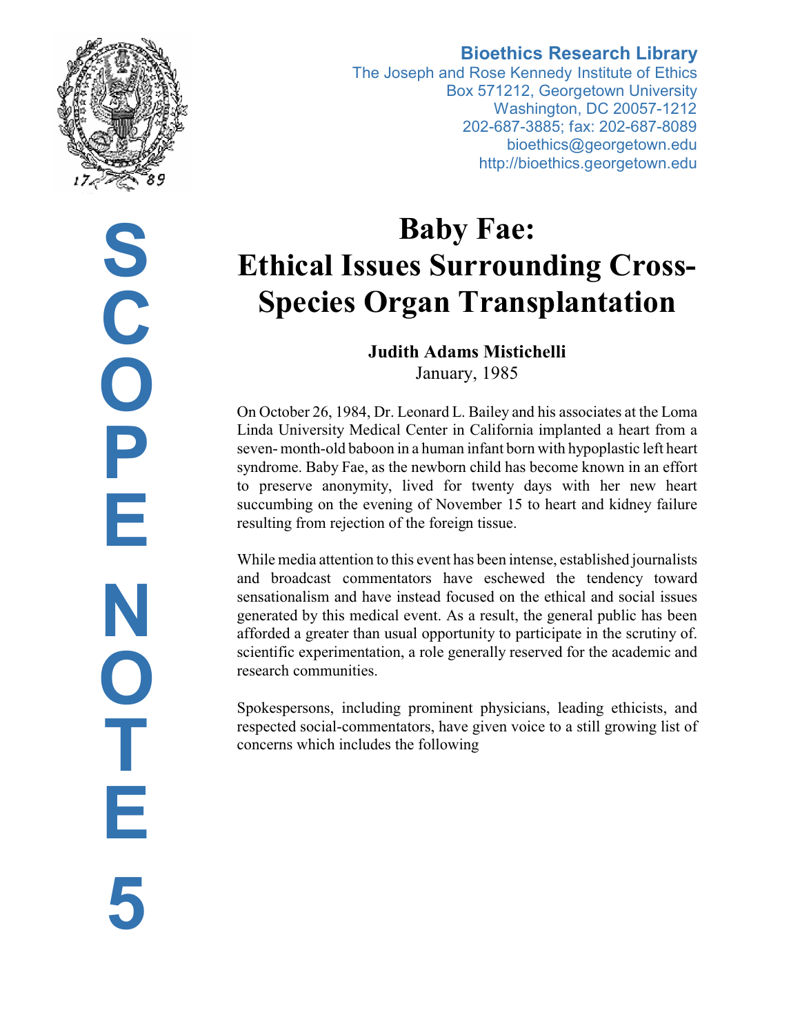**Bioethics Research Library**
The Joseph and Rose Kennedy Institute of Ethics
Box 571212, Georgetown University
Washington, DC 20057-1212
202-687-3885; fax: 202-687-8089
bioethics@georgetown.edu
http://bioethics.georgetown.edu

SCOPE NOTE 5

# Baby Fae: Ethical Issues Surrounding Cross-Species Organ Transplantation

**Judith Adams Mistichelli**
January, 1985

On October 26, 1984, Dr. Leonard L. Bailey and his associates at the Loma Linda University Medical Center in California implanted a heart from a seven- month-old baboon in a human infant born with hypoplastic left heart syndrome. Baby Fae, as the newborn child has become known in an effort to preserve anonymity, lived for twenty days with her new heart succumbing on the evening of November 15 to heart and kidney failure resulting from rejection of the foreign tissue.

While media attention to this event has been intense, established journalists and broadcast commentators have eschewed the tendency toward sensationalism and have instead focused on the ethical and social issues generated by this medical event. As a result, the general public has been afforded a greater than usual opportunity to participate in the scrutiny of. scientific experimentation, a role generally reserved for the academic and research communities.

Spokespersons, including prominent physicians, leading ethicists, and respected social-commentators, have given voice to a still growing list of concerns which includes the following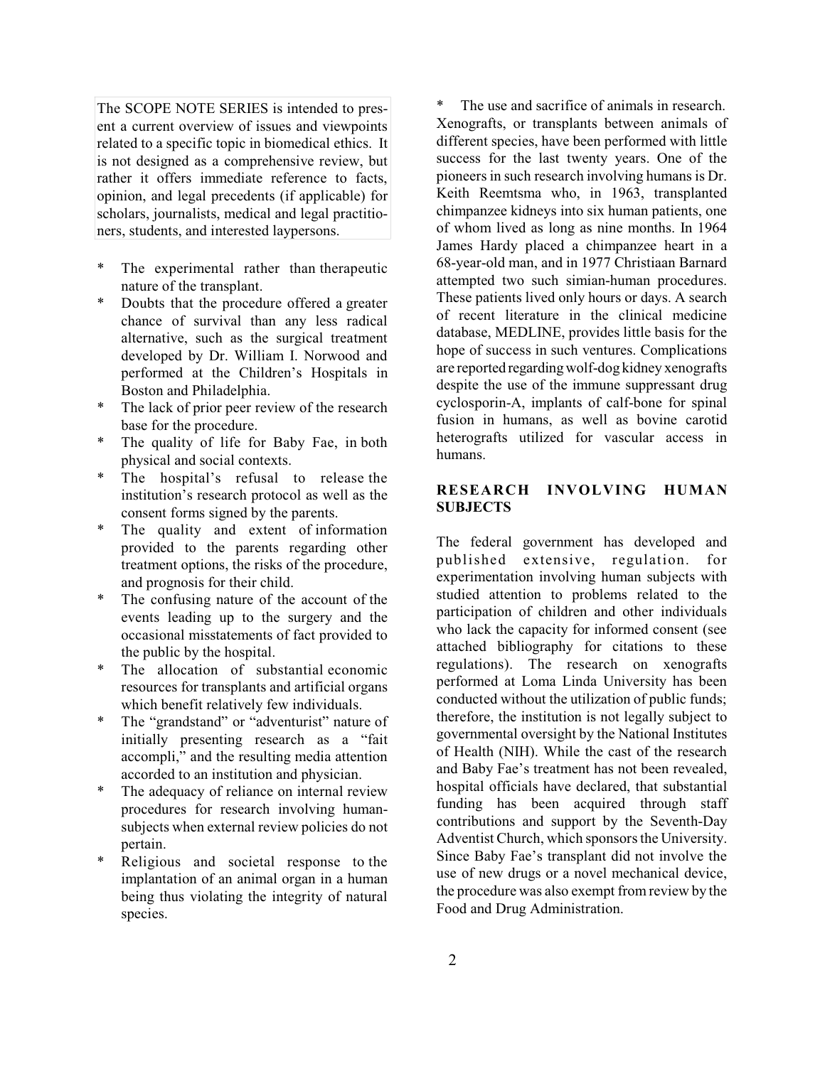The SCOPE NOTE SERIES is intended to present a current overview of issues and viewpoints related to a specific topic in biomedical ethics. It is not designed as a comprehensive review, but rather it offers immediate reference to facts, opinion, and legal precedents (if applicable) for scholars, journalists, medical and legal practitioners, students, and interested laypersons.

* The experimental rather than therapeutic nature of the transplant.
* Doubts that the procedure offered a greater chance of survival than any less radical alternative, such as the surgical treatment developed by Dr. William I. Norwood and performed at the Children's Hospitals in Boston and Philadelphia.
* The lack of prior peer review of the research base for the procedure.
* The quality of life for Baby Fae, in both physical and social contexts.
* The hospital's refusal to release the institution's research protocol as well as the consent forms signed by the parents.
* The quality and extent of information provided to the parents regarding other treatment options, the risks of the procedure, and prognosis for their child.
* The confusing nature of the account of the events leading up to the surgery and the occasional misstatements of fact provided to the public by the hospital.
* The allocation of substantial economic resources for transplants and artificial organs which benefit relatively few individuals.
* The "grandstand" or "adventurist" nature of initially presenting research as a "fait accompli," and the resulting media attention accorded to an institution and physician.
* The adequacy of reliance on internal review procedures for research involving human-subjects when external review policies do not pertain.
* Religious and societal response to the implantation of an animal organ in a human being thus violating the integrity of natural species.
* The use and sacrifice of animals in research.

Xenografts, or transplants between animals of different species, have been performed with little success for the last twenty years. One of the pioneers in such research involving humans is Dr. Keith Reemtsma who, in 1963, transplanted chimpanzee kidneys into six human patients, one of whom lived as long as nine months. In 1964 James Hardy placed a chimpanzee heart in a 68-year-old man, and in 1977 Christiaan Barnard attempted two such simian-human procedures. These patients lived only hours or days. A search of recent literature in the clinical medicine database, MEDLINE, provides little basis for the hope of success in such ventures. Complications are reported regarding wolf-dog kidney xenografts despite the use of the immune suppressant drug cyclosporin-A, implants of calf-bone for spinal fusion in humans, as well as bovine carotid heterografts utilized for vascular access in humans.

## RESEARCH INVOLVING HUMAN SUBJECTS

The federal government has developed and published extensive, regulation. for experimentation involving human subjects with studied attention to problems related to the participation of children and other individuals who lack the capacity for informed consent (see attached bibliography for citations to these regulations). The research on xenografts performed at Loma Linda University has been conducted without the utilization of public funds; therefore, the institution is not legally subject to governmental oversight by the National Institutes of Health (NIH). While the cast of the research and Baby Fae's treatment has not been revealed, hospital officials have declared, that substantial funding has been acquired through staff contributions and support by the Seventh-Day Adventist Church, which sponsors the University. Since Baby Fae's transplant did not involve the use of new drugs or a novel mechanical device, the procedure was also exempt from review by the Food and Drug Administration.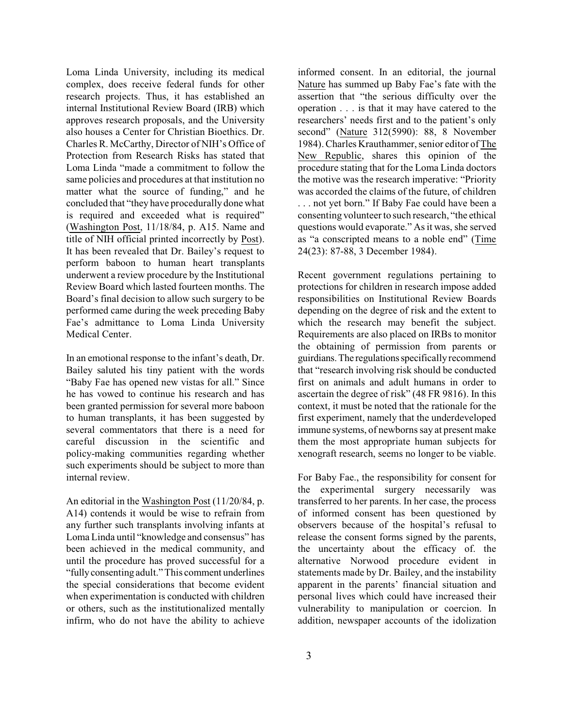Loma Linda University, including its medical complex, does receive federal funds for other research projects. Thus, it has established an internal Institutional Review Board (IRB) which approves research proposals, and the University also houses a Center for Christian Bioethics. Dr. Charles R. McCarthy, Director of NIH's Office of Protection from Research Risks has stated that Loma Linda "made a commitment to follow the same policies and procedures at that institution no matter what the source of funding," and he concluded that "they have procedurally done what is required and exceeded what is required" (Washington Post, 11/18/84, p. A15. Name and title of NIH official printed incorrectly by Post). It has been revealed that Dr. Bailey's request to perform baboon to human heart transplants underwent a review procedure by the Institutional Review Board which lasted fourteen months. The Board's final decision to allow such surgery to be performed came during the week preceding Baby Fae's admittance to Loma Linda University Medical Center.

In an emotional response to the infant's death, Dr. Bailey saluted his tiny patient with the words "Baby Fae has opened new vistas for all." Since he has vowed to continue his research and has been granted permission for several more baboon to human transplants, it has been suggested by several commentators that there is a need for careful discussion in the scientific and policy-making communities regarding whether such experiments should be subject to more than internal review.

An editorial in the Washington Post (11/20/84, p. A14) contends it would be wise to refrain from any further such transplants involving infants at Loma Linda until "knowledge and consensus" has been achieved in the medical community, and until the procedure has proved successful for a "fully consenting adult." This comment underlines the special considerations that become evident when experimentation is conducted with children or others, such as the institutionalized mentally infirm, who do not have the ability to achieve informed consent. In an editorial, the journal Nature has summed up Baby Fae's fate with the assertion that "the serious difficulty over the operation . . . is that it may have catered to the researchers' needs first and to the patient's only second" (Nature 312(5990): 88, 8 November 1984). Charles Krauthammer, senior editor of The New Republic, shares this opinion of the procedure stating that for the Loma Linda doctors the motive was the research imperative: "Priority was accorded the claims of the future, of children . . . not yet born." If Baby Fae could have been a consenting volunteer to such research, "the ethical questions would evaporate." As it was, she served as "a conscripted means to a noble end" (Time 24(23): 87-88, 3 December 1984).

Recent government regulations pertaining to protections for children in research impose added responsibilities on Institutional Review Boards depending on the degree of risk and the extent to which the research may benefit the subject. Requirements are also placed on IRBs to monitor the obtaining of permission from parents or guirdians. The regulations specifically recommend that "research involving risk should be conducted first on animals and adult humans in order to ascertain the degree of risk" (48 FR 9816). In this context, it must be noted that the rationale for the first experiment, namely that the underdeveloped immune systems, of newborns say at present make them the most appropriate human subjects for xenograft research, seems no longer to be viable.

For Baby Fae., the responsibility for consent for the experimental surgery necessarily was transferred to her parents. In her case, the process of informed consent has been questioned by observers because of the hospital's refusal to release the consent forms signed by the parents, the uncertainty about the efficacy of. the alternative Norwood procedure evident in statements made by Dr. Bailey, and the instability apparent in the parents' financial situation and personal lives which could have increased their vulnerability to manipulation or coercion. In addition, newspaper accounts of the idolization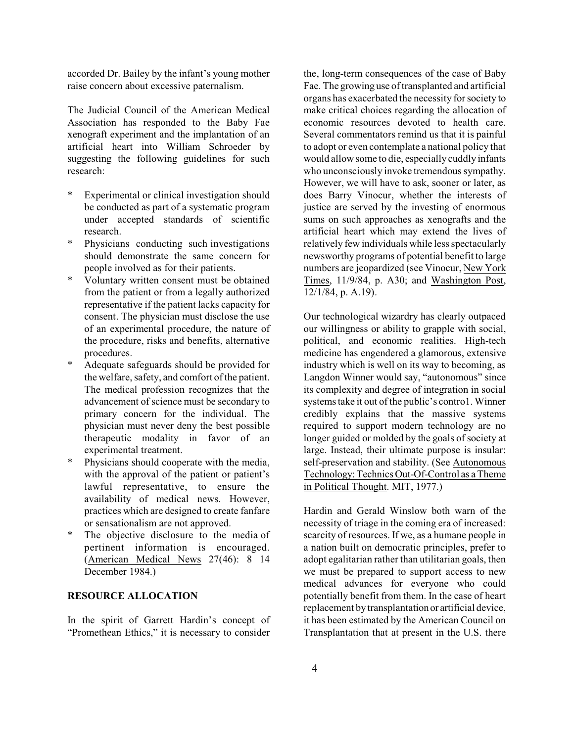accorded Dr. Bailey by the infant's young mother raise concern about excessive paternalism.

The Judicial Council of the American Medical Association has responded to the Baby Fae xenograft experiment and the implantation of an artificial heart into William Schroeder by suggesting the following guidelines for such research:

* Experimental or clinical investigation should be conducted as part of a systematic program under accepted standards of scientific research.
* Physicians conducting such investigations should demonstrate the same concern for people involved as for their patients.
* Voluntary written consent must be obtained from the patient or from a legally authorized representative if the patient lacks capacity for consent. The physician must disclose the use of an experimental procedure, the nature of the procedure, risks and benefits, alternative procedures.
* Adequate safeguards should be provided for the welfare, safety, and comfort of the patient. The medical profession recognizes that the advancement of science must be secondary to primary concern for the individual. The physician must never deny the best possible therapeutic modality in favor of an experimental treatment.
* Physicians should cooperate with the media, with the approval of the patient or patient's lawful representative, to ensure the availability of medical news. However, practices which are designed to create fanfare or sensationalism are not approved.
* The objective disclosure to the media of pertinent information is encouraged. (American Medical News 27(46): 8 14 December 1984.)

## RESOURCE ALLOCATION

In the spirit of Garrett Hardin's concept of "Promethean Ethics," it is necessary to consider the, long-term consequences of the case of Baby Fae. The growing use of transplanted and artificial organs has exacerbated the necessity for society to make critical choices regarding the allocation of economic resources devoted to health care. Several commentators remind us that it is painful to adopt or even contemplate a national policy that would allow some to die, especially cuddly infants who unconsciously invoke tremendous sympathy. However, we will have to ask, sooner or later, as does Barry Vinocur, whether the interests of justice are served by the investing of enormous sums on such approaches as xenografts and the artificial heart which may extend the lives of relatively few individuals while less spectacularly newsworthy programs of potential benefit to large numbers are jeopardized (see Vinocur, New York Times, 11/9/84, p. A30; and Washington Post, 12/1/84, p. A.19).

Our technological wizardry has clearly outpaced our willingness or ability to grapple with social, political, and economic realities. High-tech medicine has engendered a glamorous, extensive industry which is well on its way to becoming, as Langdon Winner would say, "autonomous" since its complexity and degree of integration in social systems take it out of the public's contro1. Winner credibly explains that the massive systems required to support modern technology are no longer guided or molded by the goals of society at large. Instead, their ultimate purpose is insular: self-preservation and stability. (See Autonomous Technology: Technics Out-Of-Control as a Theme in Political Thought. MIT, 1977.)

Hardin and Gerald Winslow both warn of the necessity of triage in the coming era of increased: scarcity of resources. If we, as a humane people in a nation built on democratic principles, prefer to adopt egalitarian rather than utilitarian goals, then we must be prepared to support access to new medical advances for everyone who could potentially benefit from them. In the case of heart replacement by transplantation or artificial device, it has been estimated by the American Council on Transplantation that at present in the U.S. there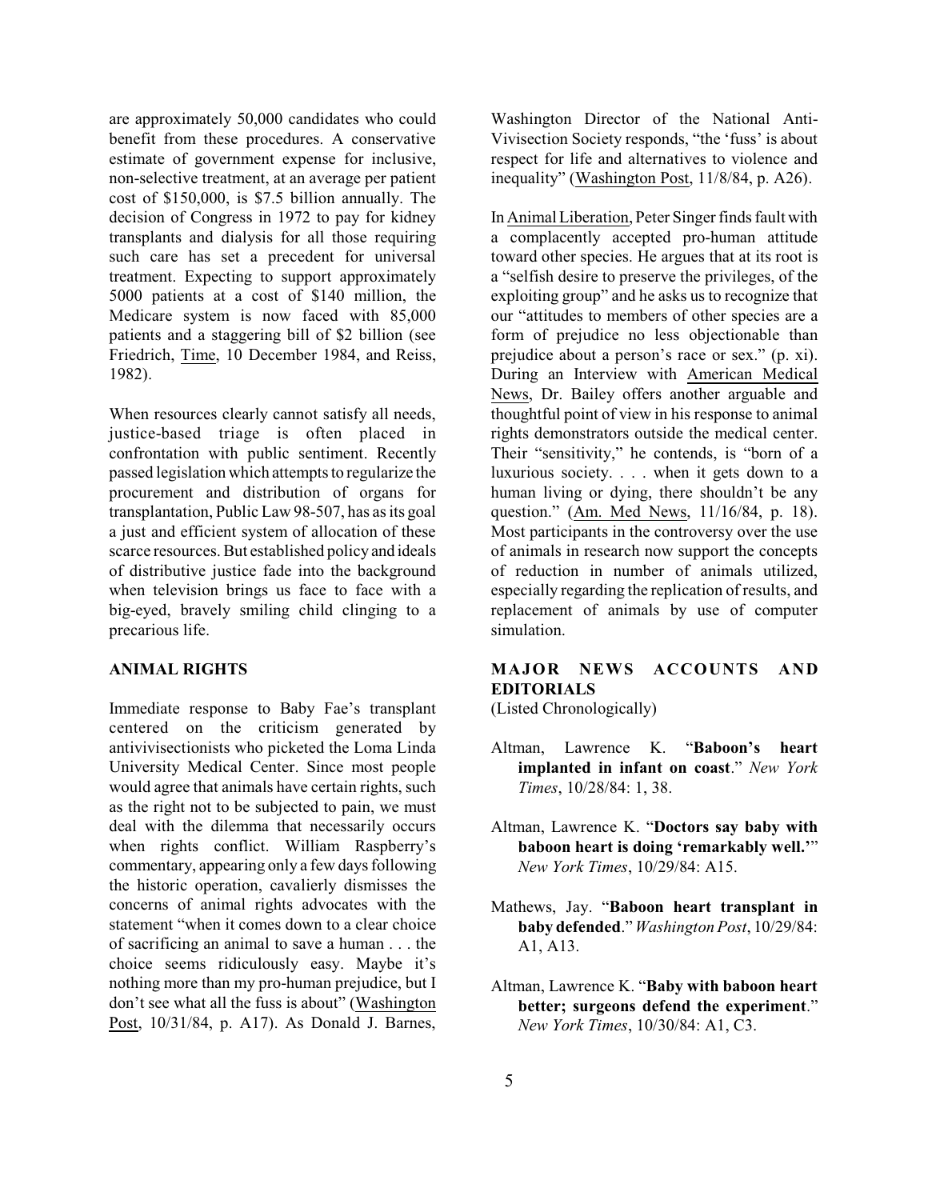are approximately 50,000 candidates who could benefit from these procedures. A conservative estimate of government expense for inclusive, non-selective treatment, at an average per patient cost of $150,000, is $7.5 billion annually. The decision of Congress in 1972 to pay for kidney transplants and dialysis for all those requiring such care has set a precedent for universal treatment. Expecting to support approximately 5000 patients at a cost of $140 million, the Medicare system is now faced with 85,000 patients and a staggering bill of $2 billion (see Friedrich, Time, 10 December 1984, and Reiss, 1982).

When resources clearly cannot satisfy all needs, justice-based triage is often placed in confrontation with public sentiment. Recently passed legislation which attempts to regularize the procurement and distribution of organs for transplantation, Public Law 98-507, has as its goal a just and efficient system of allocation of these scarce resources. But established policy and ideals of distributive justice fade into the background when television brings us face to face with a big-eyed, bravely smiling child clinging to a precarious life.

## ANIMAL RIGHTS

Immediate response to Baby Fae's transplant centered on the criticism generated by antivivisectionists who picketed the Loma Linda University Medical Center. Since most people would agree that animals have certain rights, such as the right not to be subjected to pain, we must deal with the dilemma that necessarily occurs when rights conflict. William Raspberry's commentary, appearing only a few days following the historic operation, cavalierly dismisses the concerns of animal rights advocates with the statement "when it comes down to a clear choice of sacrificing an animal to save a human . . . the choice seems ridiculously easy. Maybe it's nothing more than my pro-human prejudice, but I don't see what all the fuss is about" (Washington Post, 10/31/84, p. A17). As Donald J. Barnes, Washington Director of the National Anti-Vivisection Society responds, "the 'fuss' is about respect for life and alternatives to violence and inequality" (Washington Post, 11/8/84, p. A26).

In Animal Liberation, Peter Singer finds fault with a complacently accepted pro-human attitude toward other species. He argues that at its root is a "selfish desire to preserve the privileges, of the exploiting group" and he asks us to recognize that our "attitudes to members of other species are a form of prejudice no less objectionable than prejudice about a person's race or sex." (p. xi). During an Interview with American Medical News, Dr. Bailey offers another arguable and thoughtful point of view in his response to animal rights demonstrators outside the medical center. Their "sensitivity," he contends, is "born of a luxurious society. . . . when it gets down to a human living or dying, there shouldn't be any question." (Am. Med News, 11/16/84, p. 18). Most participants in the controversy over the use of animals in research now support the concepts of reduction in number of animals utilized, especially regarding the replication of results, and replacement of animals by use of computer simulation.

## MAJOR NEWS ACCOUNTS AND EDITORIALS

(Listed Chronologically)

Altman, Lawrence K. "**Baboon's heart implanted in infant on coast**." *New York Times*, 10/28/84: 1, 38.

Altman, Lawrence K. "**Doctors say baby with baboon heart is doing 'remarkably well.'**" *New York Times*, 10/29/84: A15.

Mathews, Jay. "**Baboon heart transplant in baby defended**." *Washington Post*, 10/29/84: A1, A13.

Altman, Lawrence K. "**Baby with baboon heart better; surgeons defend the experiment**." *New York Times*, 10/30/84: A1, C3.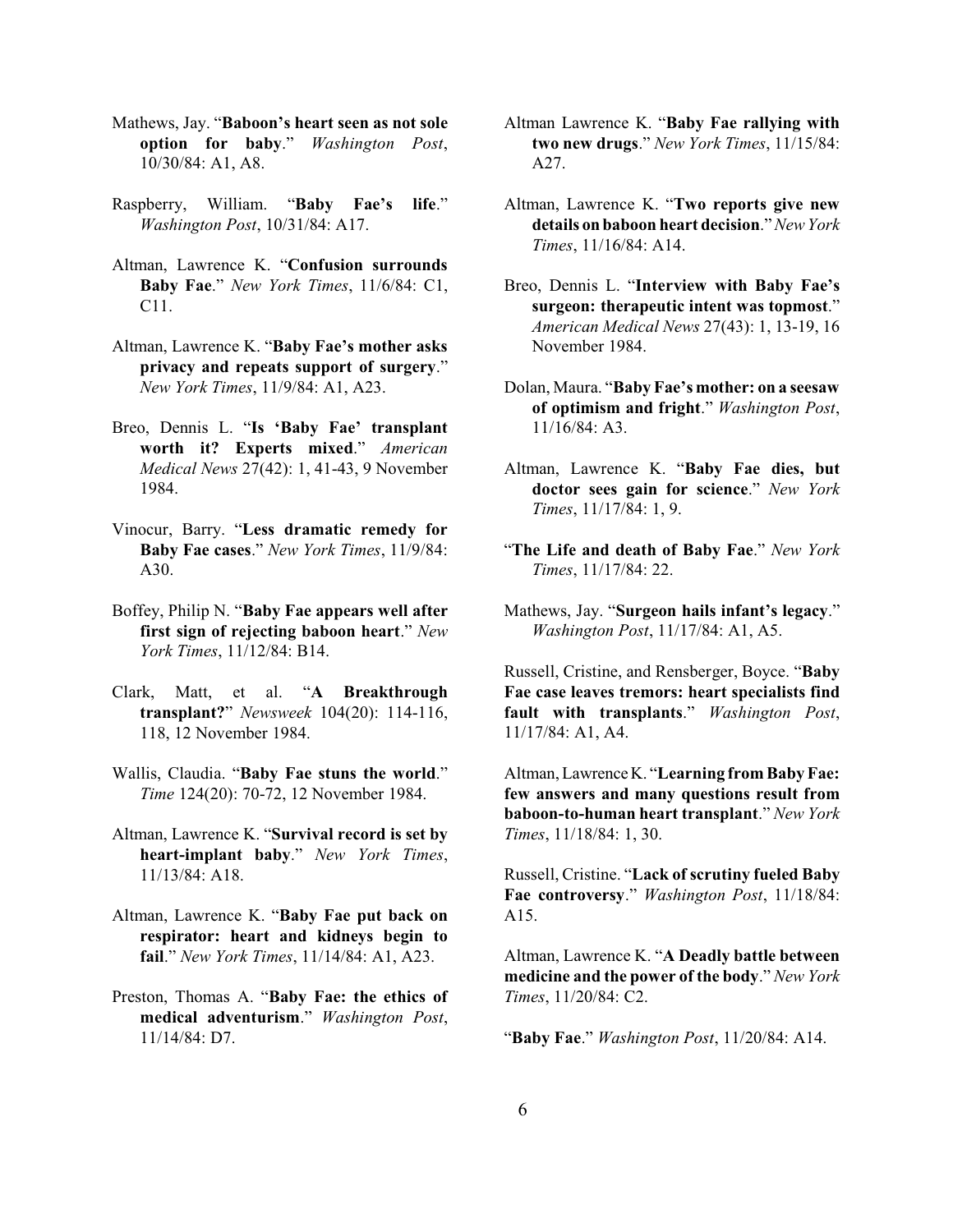Mathews, Jay. "**Baboon's heart seen as not sole option for baby**." *Washington Post*, 10/30/84: A1, A8.

Raspberry, William. "**Baby Fae's life**." *Washington Post*, 10/31/84: A17.

Altman, Lawrence K. "**Confusion surrounds Baby Fae**." *New York Times*, 11/6/84: C1, C11.

Altman, Lawrence K. "**Baby Fae's mother asks privacy and repeats support of surgery**." *New York Times*, 11/9/84: A1, A23.

Breo, Dennis L. "**Is 'Baby Fae' transplant worth it? Experts mixed**." *American Medical News* 27(42): 1, 41-43, 9 November 1984.

Vinocur, Barry. "**Less dramatic remedy for Baby Fae cases**." *New York Times*, 11/9/84: A30.

Boffey, Philip N. "**Baby Fae appears well after first sign of rejecting baboon heart**." *New York Times*, 11/12/84: B14.

Clark, Matt, et al. "**A Breakthrough transplant?**" *Newsweek* 104(20): 114-116, 118, 12 November 1984.

Wallis, Claudia. "**Baby Fae stuns the world**." *Time* 124(20): 70-72, 12 November 1984.

Altman, Lawrence K. "**Survival record is set by heart-implant baby**." *New York Times*, 11/13/84: A18.

Altman, Lawrence K. "**Baby Fae put back on respirator: heart and kidneys begin to fail**." *New York Times*, 11/14/84: A1, A23.

Preston, Thomas A. "**Baby Fae: the ethics of medical adventurism**." *Washington Post*, 11/14/84: D7.

Altman Lawrence K. "**Baby Fae rallying with two new drugs**." *New York Times*, 11/15/84: A27.

Altman, Lawrence K. "**Two reports give new details on baboon heart decision**." *New York Times*, 11/16/84: A14.

Breo, Dennis L. "**Interview with Baby Fae's surgeon: therapeutic intent was topmost**." *American Medical News* 27(43): 1, 13-19, 16 November 1984.

Dolan, Maura. "**Baby Fae's mother: on a seesaw of optimism and fright**." *Washington Post*, 11/16/84: A3.

Altman, Lawrence K. "**Baby Fae dies, but doctor sees gain for science**." *New York Times*, 11/17/84: 1, 9.

"**The Life and death of Baby Fae**." *New York Times*, 11/17/84: 22.

Mathews, Jay. "**Surgeon hails infant's legacy**." *Washington Post*, 11/17/84: A1, A5.

Russell, Cristine, and Rensberger, Boyce. "**Baby Fae case leaves tremors: heart specialists find fault with transplants**." *Washington Post*, 11/17/84: A1, A4.

Altman, Lawrence K. "**Learning from Baby Fae: few answers and many questions result from baboon-to-human heart transplant**." *New York Times*, 11/18/84: 1, 30.

Russell, Cristine. "**Lack of scrutiny fueled Baby Fae controversy**." *Washington Post*, 11/18/84: A15.

Altman, Lawrence K. "**A Deadly battle between medicine and the power of the body**." *New York Times*, 11/20/84: C2.

"**Baby Fae**." *Washington Post*, 11/20/84: A14.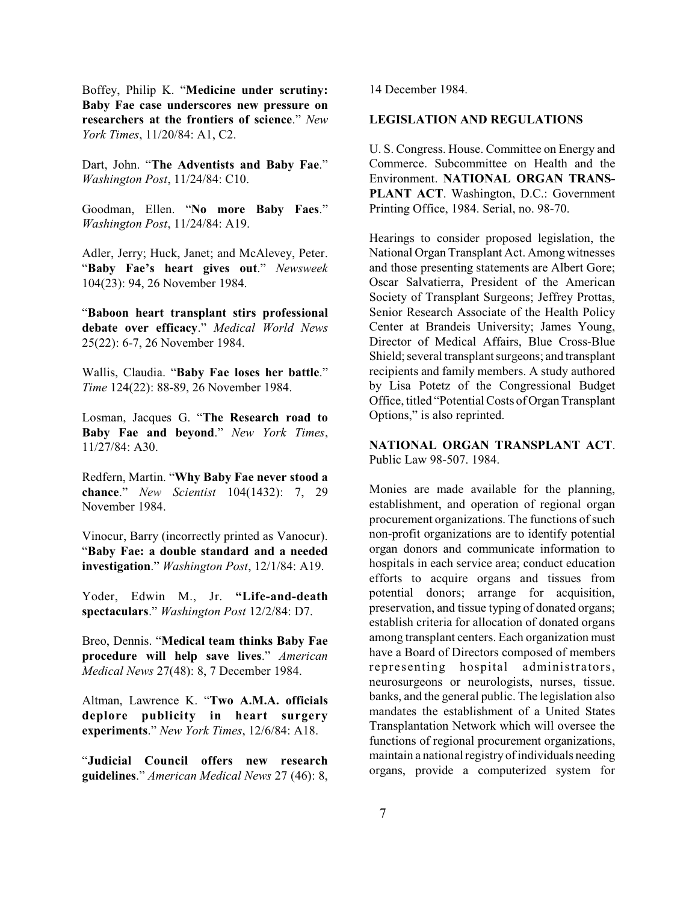Boffey, Philip K. "**Medicine under scrutiny: Baby Fae case underscores new pressure on researchers at the frontiers of science**." *New York Times*, 11/20/84: A1, C2.

Dart, John. "**The Adventists and Baby Fae**." *Washington Post*, 11/24/84: C10.

Goodman, Ellen. "**No more Baby Faes**." *Washington Post*, 11/24/84: A19.

Adler, Jerry; Huck, Janet; and McAlevey, Peter. "**Baby Fae's heart gives out**." *Newsweek* 104(23): 94, 26 November 1984.

"**Baboon heart transplant stirs professional debate over efficacy**." *Medical World News* 25(22): 6-7, 26 November 1984.

Wallis, Claudia. "**Baby Fae loses her battle**." *Time* 124(22): 88-89, 26 November 1984.

Losman, Jacques G. "**The Research road to Baby Fae and beyond**." *New York Times*, 11/27/84: A30.

Redfern, Martin. "**Why Baby Fae never stood a chance**." *New Scientist* 104(1432): 7, 29 November 1984.

Vinocur, Barry (incorrectly printed as Vanocur). "**Baby Fae: a double standard and a needed investigation**." *Washington Post*, 12/1/84: A19.

Yoder, Edwin M., Jr. **"Life-and-death spectaculars**." *Washington Post* 12/2/84: D7.

Breo, Dennis. "**Medical team thinks Baby Fae procedure will help save lives**." *American Medical News* 27(48): 8, 7 December 1984.

Altman, Lawrence K. "**Two A.M.A. officials deplore publicity in heart surgery experiments**." *New York Times*, 12/6/84: A18.

"**Judicial Council offers new research guidelines**." *American Medical News* 27 (46): 8, 14 December 1984.

## LEGISLATION AND REGULATIONS

U. S. Congress. House. Committee on Energy and Commerce. Subcommittee on Health and the Environment. **NATIONAL ORGAN TRANSPLANT ACT**. Washington, D.C.: Government Printing Office, 1984. Serial, no. 98-70.

Hearings to consider proposed legislation, the National Organ Transplant Act. Among witnesses and those presenting statements are Albert Gore; Oscar Salvatierra, President of the American Society of Transplant Surgeons; Jeffrey Prottas, Senior Research Associate of the Health Policy Center at Brandeis University; James Young, Director of Medical Affairs, Blue Cross-Blue Shield; several transplant surgeons; and transplant recipients and family members. A study authored by Lisa Potetz of the Congressional Budget Office, titled "Potential Costs of Organ Transplant Options," is also reprinted.

**NATIONAL ORGAN TRANSPLANT ACT**. Public Law 98-507. 1984.

Monies are made available for the planning, establishment, and operation of regional organ procurement organizations. The functions of such non-profit organizations are to identify potential organ donors and communicate information to hospitals in each service area; conduct education efforts to acquire organs and tissues from potential donors; arrange for acquisition, preservation, and tissue typing of donated organs; establish criteria for allocation of donated organs among transplant centers. Each organization must have a Board of Directors composed of members representing hospital administrators, neurosurgeons or neurologists, nurses, tissue. banks, and the general public. The legislation also mandates the establishment of a United States Transplantation Network which will oversee the functions of regional procurement organizations, maintain a national registry of individuals needing organs, provide a computerized system for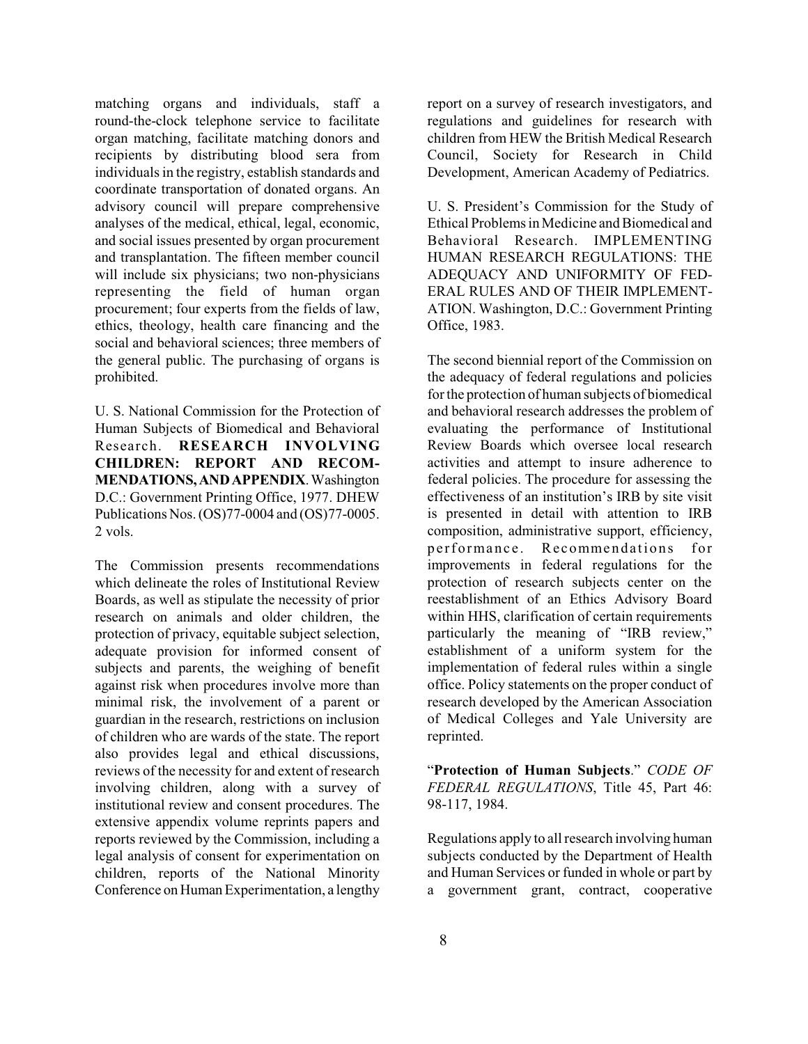matching organs and individuals, staff a round-the-clock telephone service to facilitate organ matching, facilitate matching donors and recipients by distributing blood sera from individuals in the registry, establish standards and coordinate transportation of donated organs. An advisory council will prepare comprehensive analyses of the medical, ethical, legal, economic, and social issues presented by organ procurement and transplantation. The fifteen member council will include six physicians; two non-physicians representing the field of human organ procurement; four experts from the fields of law, ethics, theology, health care financing and the social and behavioral sciences; three members of the general public. The purchasing of organs is prohibited.

U. S. National Commission for the Protection of Human Subjects of Biomedical and Behavioral Research. **RESEARCH INVOLVING CHILDREN: REPORT AND RECOMMENDATIONS, AND APPENDIX**. Washington D.C.: Government Printing Office, 1977. DHEW Publications Nos. (OS)77-0004 and (OS)77-0005. 2 vols.

The Commission presents recommendations which delineate the roles of Institutional Review Boards, as well as stipulate the necessity of prior research on animals and older children, the protection of privacy, equitable subject selection, adequate provision for informed consent of subjects and parents, the weighing of benefit against risk when procedures involve more than minimal risk, the involvement of a parent or guardian in the research, restrictions on inclusion of children who are wards of the state. The report also provides legal and ethical discussions, reviews of the necessity for and extent of research involving children, along with a survey of institutional review and consent procedures. The extensive appendix volume reprints papers and reports reviewed by the Commission, including a legal analysis of consent for experimentation on children, reports of the National Minority Conference on Human Experimentation, a lengthy report on a survey of research investigators, and regulations and guidelines for research with children from HEW the British Medical Research Council, Society for Research in Child Development, American Academy of Pediatrics.

U. S. President's Commission for the Study of Ethical Problems in Medicine and Biomedical and Behavioral Research. IMPLEMENTING HUMAN RESEARCH REGULATIONS: THE ADEQUACY AND UNIFORMITY OF FEDERAL RULES AND OF THEIR IMPLEMENTATION. Washington, D.C.: Government Printing Office, 1983.

The second biennial report of the Commission on the adequacy of federal regulations and policies for the protection of human subjects of biomedical and behavioral research addresses the problem of evaluating the performance of Institutional Review Boards which oversee local research activities and attempt to insure adherence to federal policies. The procedure for assessing the effectiveness of an institution's IRB by site visit is presented in detail with attention to IRB composition, administrative support, efficiency, performance. Recommendations for improvements in federal regulations for the protection of research subjects center on the reestablishment of an Ethics Advisory Board within HHS, clarification of certain requirements particularly the meaning of "IRB review," establishment of a uniform system for the implementation of federal rules within a single office. Policy statements on the proper conduct of research developed by the American Association of Medical Colleges and Yale University are reprinted.

"**Protection of Human Subjects**." *CODE OF FEDERAL REGULATIONS*, Title 45, Part 46: 98-117, 1984.

Regulations apply to all research involving human subjects conducted by the Department of Health and Human Services or funded in whole or part by a government grant, contract, cooperative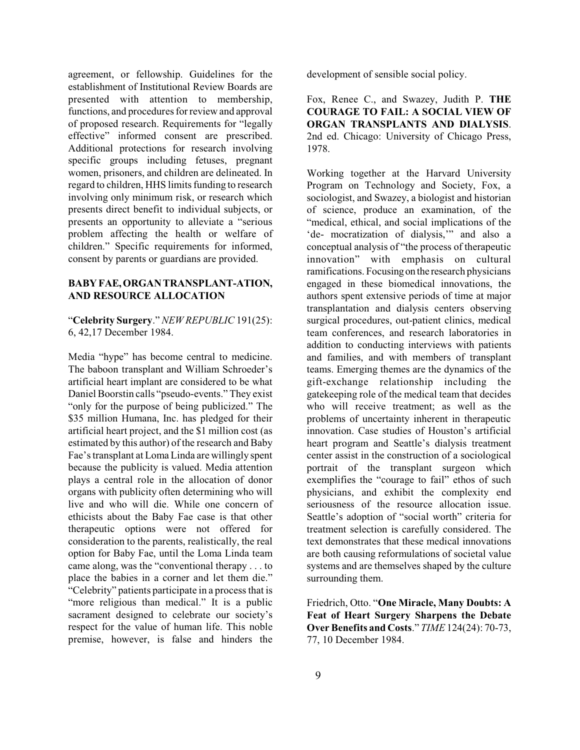agreement, or fellowship. Guidelines for the establishment of Institutional Review Boards are presented with attention to membership, functions, and procedures for review and approval of proposed research. Requirements for "legally effective" informed consent are prescribed. Additional protections for research involving specific groups including fetuses, pregnant women, prisoners, and children are delineated. In regard to children, HHS limits funding to research involving only minimum risk, or research which presents direct benefit to individual subjects, or presents an opportunity to alleviate a "serious problem affecting the health or welfare of children." Specific requirements for informed, consent by parents or guardians are provided.

## BABY FAE, ORGAN TRANSPLANT-ATION, AND RESOURCE ALLOCATION

"**Celebrity Surgery**." *NEW REPUBLIC* 191(25): 6, 42,17 December 1984.

Media "hype" has become central to medicine. The baboon transplant and William Schroeder's artificial heart implant are considered to be what Daniel Boorstin calls "pseudo-events." They exist "only for the purpose of being publicized." The $35 million Humana, Inc. has pledged for their artificial heart project, and the $1 million cost (as estimated by this author) of the research and Baby Fae's transplant at Loma Linda are willingly spent because the publicity is valued. Media attention plays a central role in the allocation of donor organs with publicity often determining who will live and who will die. While one concern of ethicists about the Baby Fae case is that other therapeutic options were not offered for consideration to the parents, realistically, the real option for Baby Fae, until the Loma Linda team came along, was the "conventional therapy . . . to place the babies in a corner and let them die." "Celebrity" patients participate in a process that is "more religious than medical." It is a public sacrament designed to celebrate our society's respect for the value of human life. This noble premise, however, is false and hinders the development of sensible social policy.

Fox, Renee C., and Swazey, Judith P. **THE COURAGE TO FAIL: A SOCIAL VIEW OF ORGAN TRANSPLANTS AND DIALYSIS**. 2nd ed. Chicago: University of Chicago Press, 1978.

Working together at the Harvard University Program on Technology and Society, Fox, a sociologist, and Swazey, a biologist and historian of science, produce an examination, of the "medical, ethical, and social implications of the 'de- mocratization of dialysis,'" and also a conceptual analysis of "the process of therapeutic innovation" with emphasis on cultural ramifications. Focusing on the research physicians engaged in these biomedical innovations, the authors spent extensive periods of time at major transplantation and dialysis centers observing surgical procedures, out-patient clinics, medical team conferences, and research laboratories in addition to conducting interviews with patients and families, and with members of transplant teams. Emerging themes are the dynamics of the gift-exchange relationship including the gatekeeping role of the medical team that decides who will receive treatment; as well as the problems of uncertainty inherent in therapeutic innovation. Case studies of Houston's artificial heart program and Seattle's dialysis treatment center assist in the construction of a sociological portrait of the transplant surgeon which exemplifies the "courage to fail" ethos of such physicians, and exhibit the complexity end seriousness of the resource allocation issue. Seattle's adoption of "social worth" criteria for treatment selection is carefully considered. The text demonstrates that these medical innovations are both causing reformulations of societal value systems and are themselves shaped by the culture surrounding them.

Friedrich, Otto. "**One Miracle, Many Doubts: A Feat of Heart Surgery Sharpens the Debate Over Benefits and Costs**." *TIME* 124(24): 70-73, 77, 10 December 1984.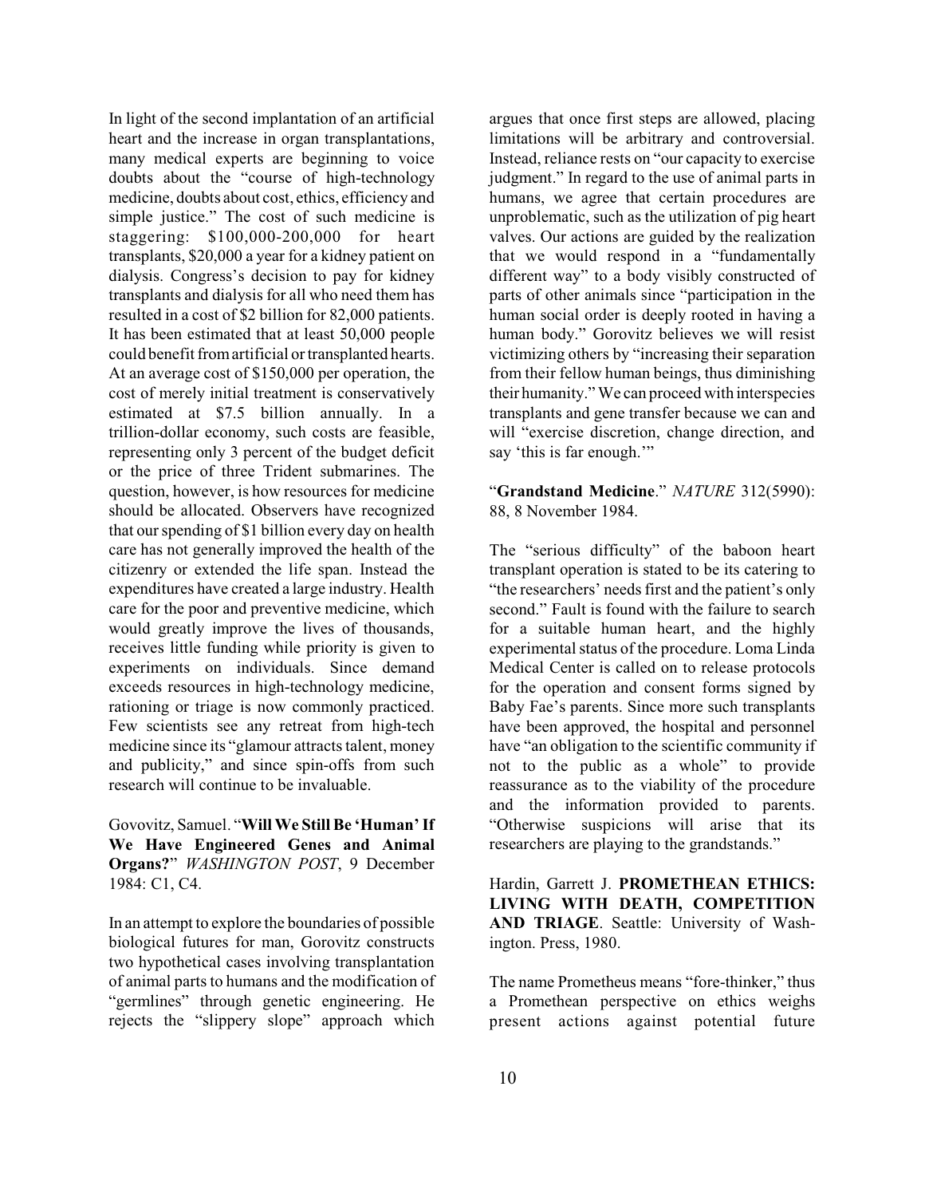In light of the second implantation of an artificial heart and the increase in organ transplantations, many medical experts are beginning to voice doubts about the "course of high-technology medicine, doubts about cost, ethics, efficiency and simple justice." The cost of such medicine is staggering: $100,000-200,000 for heart transplants, $20,000 a year for a kidney patient on dialysis. Congress's decision to pay for kidney transplants and dialysis for all who need them has resulted in a cost of $2 billion for 82,000 patients. It has been estimated that at least 50,000 people could benefit from artificial or transplanted hearts. At an average cost of $150,000 per operation, the cost of merely initial treatment is conservatively estimated at $7.5 billion annually. In a trillion-dollar economy, such costs are feasible, representing only 3 percent of the budget deficit or the price of three Trident submarines. The question, however, is how resources for medicine should be allocated. Observers have recognized that our spending of $1 billion every day on health care has not generally improved the health of the citizenry or extended the life span. Instead the expenditures have created a large industry. Health care for the poor and preventive medicine, which would greatly improve the lives of thousands, receives little funding while priority is given to experiments on individuals. Since demand exceeds resources in high-technology medicine, rationing or triage is now commonly practiced. Few scientists see any retreat from high-tech medicine since its "glamour attracts talent, money and publicity," and since spin-offs from such research will continue to be invaluable.

Govovitz, Samuel. "**Will We Still Be 'Human' If We Have Engineered Genes and Animal Organs?**" *WASHINGTON POST*, 9 December 1984: C1, C4.

In an attempt to explore the boundaries of possible biological futures for man, Gorovitz constructs two hypothetical cases involving transplantation of animal parts to humans and the modification of "germlines" through genetic engineering. He rejects the "slippery slope" approach which argues that once first steps are allowed, placing limitations will be arbitrary and controversial. Instead, reliance rests on "our capacity to exercise judgment." In regard to the use of animal parts in humans, we agree that certain procedures are unproblematic, such as the utilization of pig heart valves. Our actions are guided by the realization that we would respond in a "fundamentally different way" to a body visibly constructed of parts of other animals since "participation in the human social order is deeply rooted in having a human body." Gorovitz believes we will resist victimizing others by "increasing their separation from their fellow human beings, thus diminishing their humanity." We can proceed with interspecies transplants and gene transfer because we can and will "exercise discretion, change direction, and say 'this is far enough.'"

"**Grandstand Medicine**." *NATURE* 312(5990): 88, 8 November 1984.

The "serious difficulty" of the baboon heart transplant operation is stated to be its catering to "the researchers' needs first and the patient's only second." Fault is found with the failure to search for a suitable human heart, and the highly experimental status of the procedure. Loma Linda Medical Center is called on to release protocols for the operation and consent forms signed by Baby Fae's parents. Since more such transplants have been approved, the hospital and personnel have "an obligation to the scientific community if not to the public as a whole" to provide reassurance as to the viability of the procedure and the information provided to parents. "Otherwise suspicions will arise that its researchers are playing to the grandstands."

Hardin, Garrett J. **PROMETHEAN ETHICS: LIVING WITH DEATH, COMPETITION AND TRIAGE**. Seattle: University of Washington. Press, 1980.

The name Prometheus means "fore-thinker," thus a Promethean perspective on ethics weighs present actions against potential future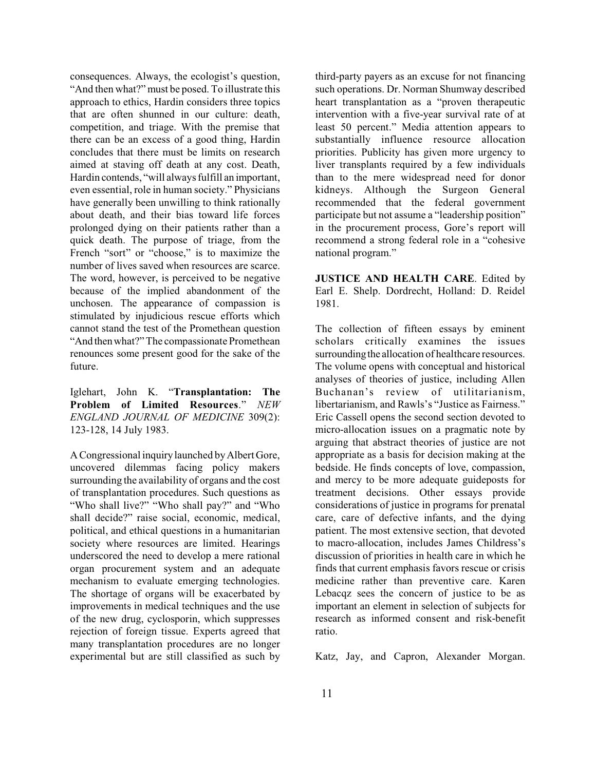consequences. Always, the ecologist's question, "And then what?" must be posed. To illustrate this approach to ethics, Hardin considers three topics that are often shunned in our culture: death, competition, and triage. With the premise that there can be an excess of a good thing, Hardin concludes that there must be limits on research aimed at staving off death at any cost. Death, Hardin contends, "will always fulfill an important, even essential, role in human society." Physicians have generally been unwilling to think rationally about death, and their bias toward life forces prolonged dying on their patients rather than a quick death. The purpose of triage, from the French "sort" or "choose," is to maximize the number of lives saved when resources are scarce. The word, however, is perceived to be negative because of the implied abandonment of the unchosen. The appearance of compassion is stimulated by injudicious rescue efforts which cannot stand the test of the Promethean question "And then what?" The compassionate Promethean renounces some present good for the sake of the future.

Iglehart, John K. "**Transplantation: The Problem of Limited Resources**." *NEW ENGLAND JOURNAL OF MEDICINE* 309(2): 123-128, 14 July 1983.

A Congressional inquiry launched by Albert Gore, uncovered dilemmas facing policy makers surrounding the availability of organs and the cost of transplantation procedures. Such questions as "Who shall live?" "Who shall pay?" and "Who shall decide?" raise social, economic, medical, political, and ethical questions in a humanitarian society where resources are limited. Hearings underscored the need to develop a mere rational organ procurement system and an adequate mechanism to evaluate emerging technologies. The shortage of organs will be exacerbated by improvements in medical techniques and the use of the new drug, cyclosporin, which suppresses rejection of foreign tissue. Experts agreed that many transplantation procedures are no longer experimental but are still classified as such by third-party payers as an excuse for not financing such operations. Dr. Norman Shumway described heart transplantation as a "proven therapeutic intervention with a five-year survival rate of at least 50 percent." Media attention appears to substantially influence resource allocation priorities. Publicity has given more urgency to liver transplants required by a few individuals than to the mere widespread need for donor kidneys. Although the Surgeon General recommended that the federal government participate but not assume a "leadership position" in the procurement process, Gore's report will recommend a strong federal role in a "cohesive national program."

**JUSTICE AND HEALTH CARE**. Edited by Earl E. Shelp. Dordrecht, Holland: D. Reidel 1981.

The collection of fifteen essays by eminent scholars critically examines the issues surrounding the allocation of healthcare resources. The volume opens with conceptual and historical analyses of theories of justice, including Allen Buchanan's review of utilitarianism, libertarianism, and Rawls's "Justice as Fairness." Eric Cassell opens the second section devoted to micro-allocation issues on a pragmatic note by arguing that abstract theories of justice are not appropriate as a basis for decision making at the bedside. He finds concepts of love, compassion, and mercy to be more adequate guideposts for treatment decisions. Other essays provide considerations of justice in programs for prenatal care, care of defective infants, and the dying patient. The most extensive section, that devoted to macro-allocation, includes James Childress's discussion of priorities in health care in which he finds that current emphasis favors rescue or crisis medicine rather than preventive care. Karen Lebacqz sees the concern of justice to be as important an element in selection of subjects for research as informed consent and risk-benefit ratio.

Katz, Jay, and Capron, Alexander Morgan.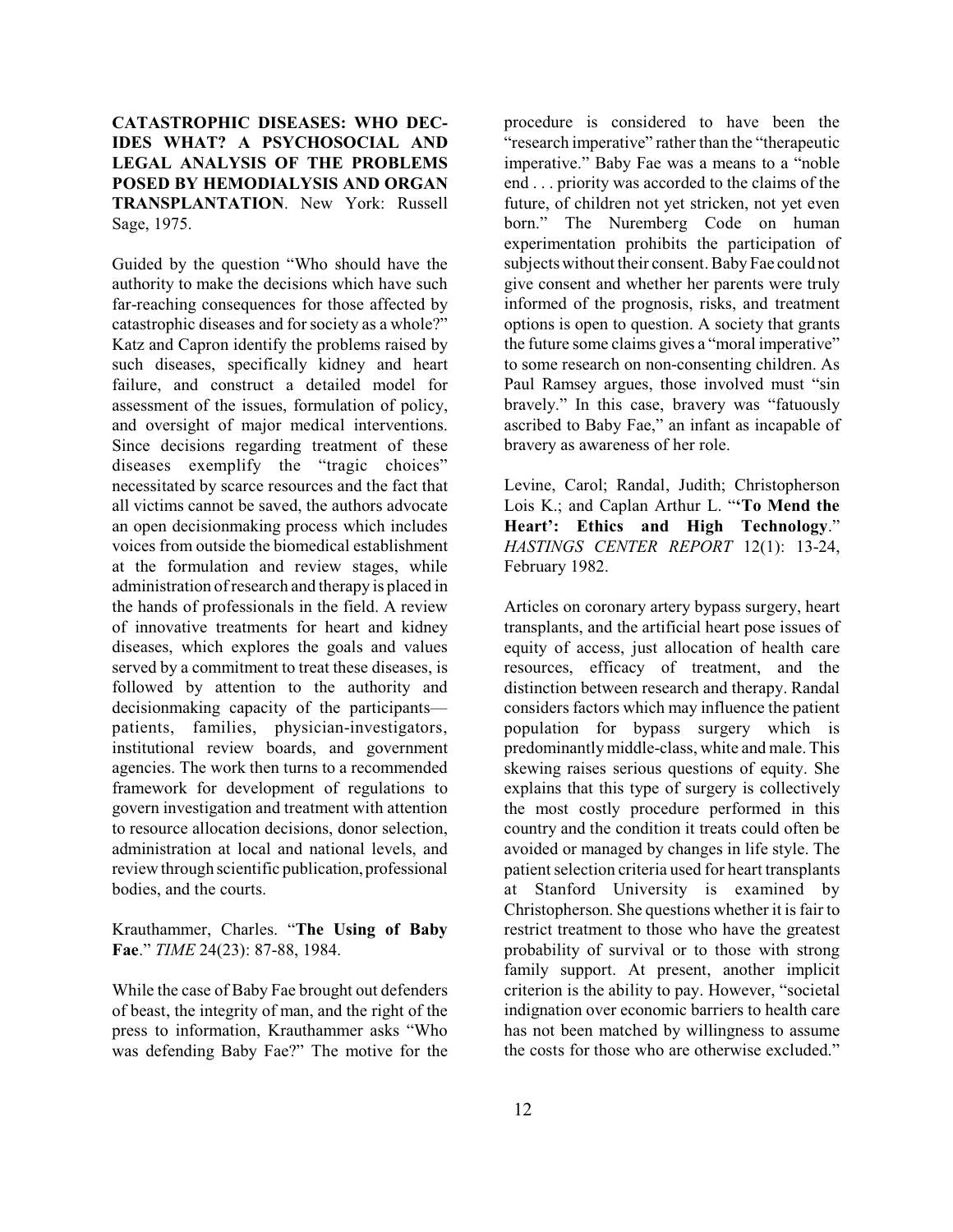**CATASTROPHIC DISEASES: WHO DECIDES WHAT? A PSYCHOSOCIAL AND LEGAL ANALYSIS OF THE PROBLEMS POSED BY HEMODIALYSIS AND ORGAN TRANSPLANTATION**. New York: Russell Sage, 1975.

Guided by the question "Who should have the authority to make the decisions which have such far-reaching consequences for those affected by catastrophic diseases and for society as a whole?" Katz and Capron identify the problems raised by such diseases, specifically kidney and heart failure, and construct a detailed model for assessment of the issues, formulation of policy, and oversight of major medical interventions. Since decisions regarding treatment of these diseases exemplify the "tragic choices" necessitated by scarce resources and the fact that all victims cannot be saved, the authors advocate an open decisionmaking process which includes voices from outside the biomedical establishment at the formulation and review stages, while administration of research and therapy is placed in the hands of professionals in the field. A review of innovative treatments for heart and kidney diseases, which explores the goals and values served by a commitment to treat these diseases, is followed by attention to the authority and decisionmaking capacity of the participants—patients, families, physician-investigators, institutional review boards, and government agencies. The work then turns to a recommended framework for development of regulations to govern investigation and treatment with attention to resource allocation decisions, donor selection, administration at local and national levels, and review through scientific publication, professional bodies, and the courts.

Krauthammer, Charles. "**The Using of Baby Fae**." *TIME* 24(23): 87-88, 1984.

While the case of Baby Fae brought out defenders of beast, the integrity of man, and the right of the press to information, Krauthammer asks "Who was defending Baby Fae?" The motive for the procedure is considered to have been the "research imperative" rather than the "therapeutic imperative." Baby Fae was a means to a "noble end . . . priority was accorded to the claims of the future, of children not yet stricken, not yet even born." The Nuremberg Code on human experimentation prohibits the participation of subjects without their consent. Baby Fae could not give consent and whether her parents were truly informed of the prognosis, risks, and treatment options is open to question. A society that grants the future some claims gives a "moral imperative" to some research on non-consenting children. As Paul Ramsey argues, those involved must "sin bravely." In this case, bravery was "fatuously ascribed to Baby Fae," an infant as incapable of bravery as awareness of her role.

Levine, Carol; Randal, Judith; Christopherson Lois K.; and Caplan Arthur L. "**'To Mend the Heart': Ethics and High Technology**." *HASTINGS CENTER REPORT* 12(1): 13-24, February 1982.

Articles on coronary artery bypass surgery, heart transplants, and the artificial heart pose issues of equity of access, just allocation of health care resources, efficacy of treatment, and the distinction between research and therapy. Randal considers factors which may influence the patient population for bypass surgery which is predominantly middle-class, white and male. This skewing raises serious questions of equity. She explains that this type of surgery is collectively the most costly procedure performed in this country and the condition it treats could often be avoided or managed by changes in life style. The patient selection criteria used for heart transplants at Stanford University is examined by Christopherson. She questions whether it is fair to restrict treatment to those who have the greatest probability of survival or to those with strong family support. At present, another implicit criterion is the ability to pay. However, "societal indignation over economic barriers to health care has not been matched by willingness to assume the costs for those who are otherwise excluded."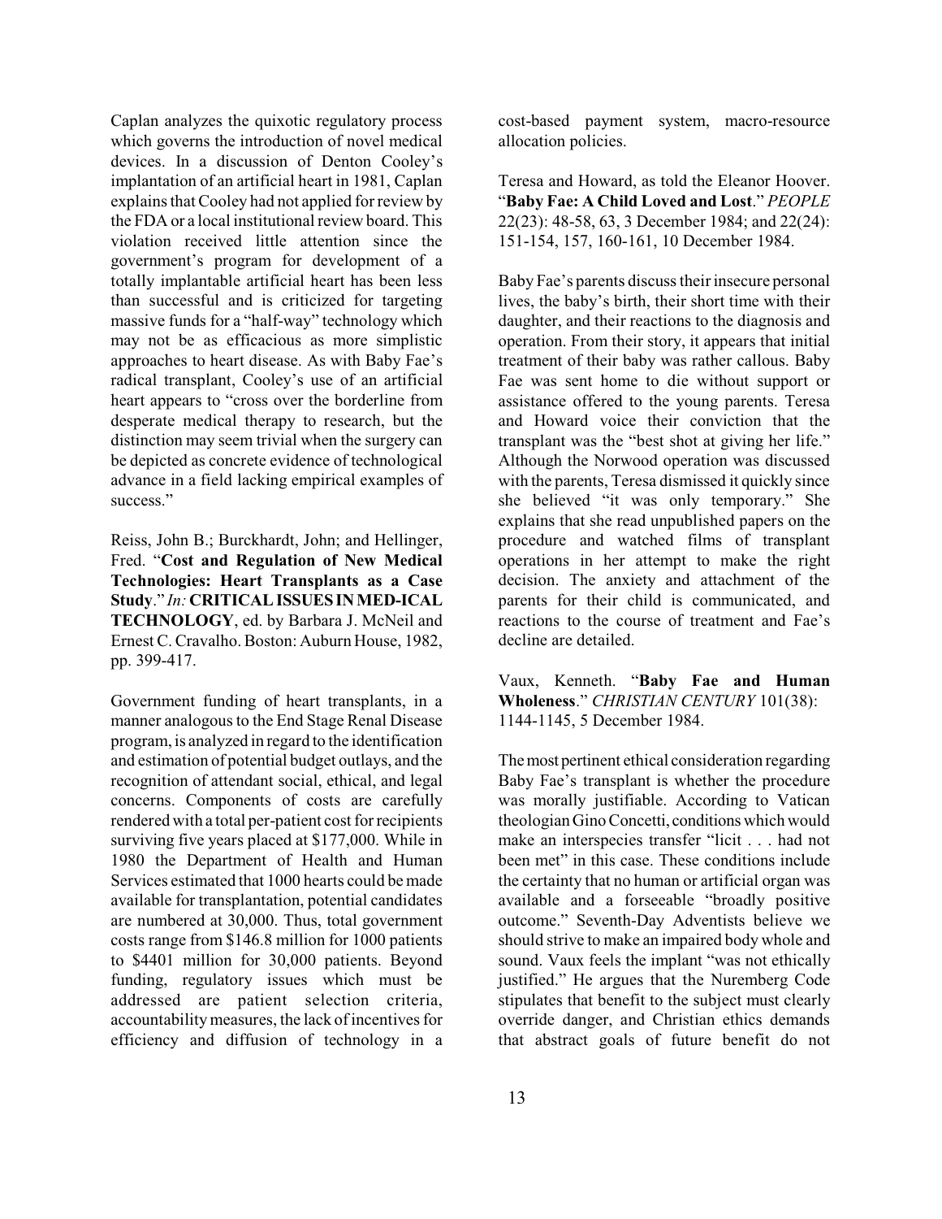Caplan analyzes the quixotic regulatory process which governs the introduction of novel medical devices. In a discussion of Denton Cooley's implantation of an artificial heart in 1981, Caplan explains that Cooley had not applied for review by the FDA or a local institutional review board. This violation received little attention since the government's program for development of a totally implantable artificial heart has been less than successful and is criticized for targeting massive funds for a "half-way" technology which may not be as efficacious as more simplistic approaches to heart disease. As with Baby Fae's radical transplant, Cooley's use of an artificial heart appears to "cross over the borderline from desperate medical therapy to research, but the distinction may seem trivial when the surgery can be depicted as concrete evidence of technological advance in a field lacking empirical examples of success."

Reiss, John B.; Burckhardt, John; and Hellinger, Fred. "**Cost and Regulation of New Medical Technologies: Heart Transplants as a Case Study**." *In:* **CRITICAL ISSUES IN MED-ICAL TECHNOLOGY**, ed. by Barbara J. McNeil and Ernest C. Cravalho. Boston: Auburn House, 1982, pp. 399-417.

Government funding of heart transplants, in a manner analogous to the End Stage Renal Disease program, is analyzed in regard to the identification and estimation of potential budget outlays, and the recognition of attendant social, ethical, and legal concerns. Components of costs are carefully rendered with a total per-patient cost for recipients surviving five years placed at $177,000. While in 1980 the Department of Health and Human Services estimated that 1000 hearts could be made available for transplantation, potential candidates are numbered at 30,000. Thus, total government costs range from $146.8 million for 1000 patients to $4401 million for 30,000 patients. Beyond funding, regulatory issues which must be addressed are patient selection criteria, accountability measures, the lack of incentives for efficiency and diffusion of technology in a cost-based payment system, macro-resource allocation policies.

Teresa and Howard, as told the Eleanor Hoover. "**Baby Fae: A Child Loved and Lost**." *PEOPLE* 22(23): 48-58, 63, 3 December 1984; and 22(24): 151-154, 157, 160-161, 10 December 1984.

Baby Fae's parents discuss their insecure personal lives, the baby's birth, their short time with their daughter, and their reactions to the diagnosis and operation. From their story, it appears that initial treatment of their baby was rather callous. Baby Fae was sent home to die without support or assistance offered to the young parents. Teresa and Howard voice their conviction that the transplant was the "best shot at giving her life." Although the Norwood operation was discussed with the parents, Teresa dismissed it quickly since she believed "it was only temporary." She explains that she read unpublished papers on the procedure and watched films of transplant operations in her attempt to make the right decision. The anxiety and attachment of the parents for their child is communicated, and reactions to the course of treatment and Fae's decline are detailed.

Vaux, Kenneth. "**Baby Fae and Human Wholeness**." *CHRISTIAN CENTURY* 101(38): 1144-1145, 5 December 1984.

The most pertinent ethical consideration regarding Baby Fae's transplant is whether the procedure was morally justifiable. According to Vatican theologian Gino Concetti, conditions which would make an interspecies transfer "licit . . . had not been met" in this case. These conditions include the certainty that no human or artificial organ was available and a forseeable "broadly positive outcome." Seventh-Day Adventists believe we should strive to make an impaired body whole and sound. Vaux feels the implant "was not ethically justified." He argues that the Nuremberg Code stipulates that benefit to the subject must clearly override danger, and Christian ethics demands that abstract goals of future benefit do not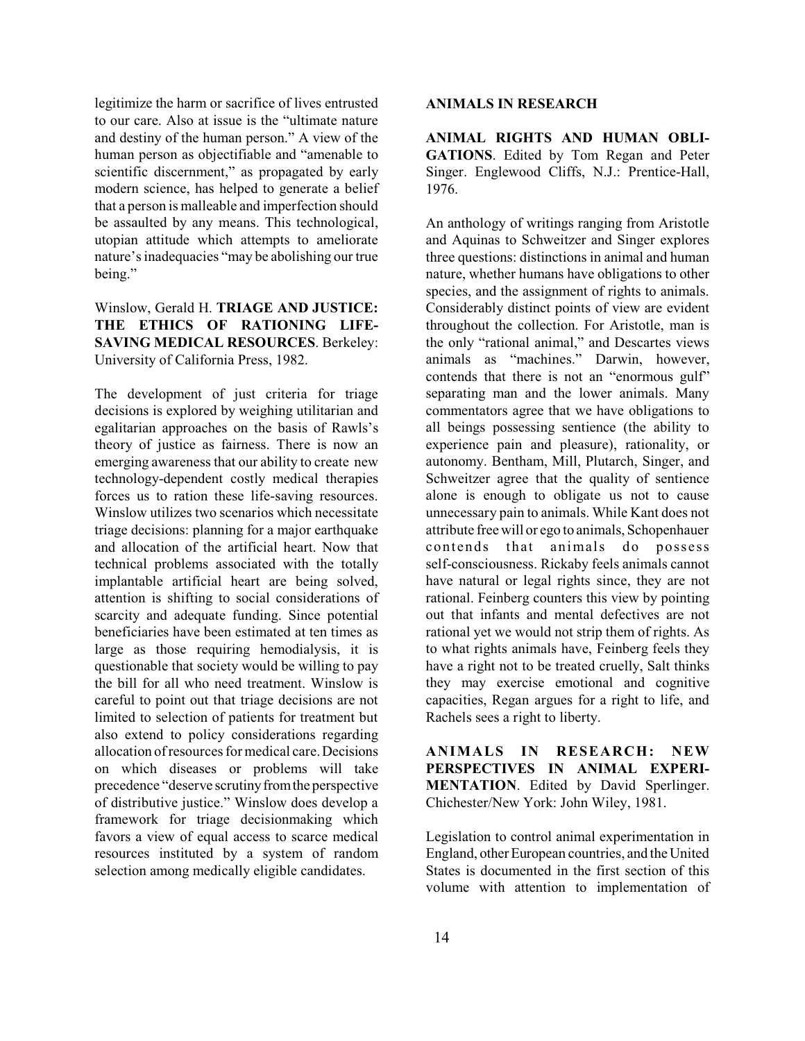legitimize the harm or sacrifice of lives entrusted to our care. Also at issue is the "ultimate nature and destiny of the human person." A view of the human person as objectifiable and "amenable to scientific discernment," as propagated by early modern science, has helped to generate a belief that a person is malleable and imperfection should be assaulted by any means. This technological, utopian attitude which attempts to ameliorate nature's inadequacies "may be abolishing our true being."

Winslow, Gerald H. **TRIAGE AND JUSTICE: THE ETHICS OF RATIONING LIFE-SAVING MEDICAL RESOURCES**. Berkeley: University of California Press, 1982.

The development of just criteria for triage decisions is explored by weighing utilitarian and egalitarian approaches on the basis of Rawls's theory of justice as fairness. There is now an emerging awareness that our ability to create new technology-dependent costly medical therapies forces us to ration these life-saving resources. Winslow utilizes two scenarios which necessitate triage decisions: planning for a major earthquake and allocation of the artificial heart. Now that technical problems associated with the totally implantable artificial heart are being solved, attention is shifting to social considerations of scarcity and adequate funding. Since potential beneficiaries have been estimated at ten times as large as those requiring hemodialysis, it is questionable that society would be willing to pay the bill for all who need treatment. Winslow is careful to point out that triage decisions are not limited to selection of patients for treatment but also extend to policy considerations regarding allocation of resources for medical care. Decisions on which diseases or problems will take precedence "deserve scrutiny from the perspective of distributive justice." Winslow does develop a framework for triage decisionmaking which favors a view of equal access to scarce medical resources instituted by a system of random selection among medically eligible candidates.

## ANIMALS IN RESEARCH

**ANIMAL RIGHTS AND HUMAN OBLIGATIONS**. Edited by Tom Regan and Peter Singer. Englewood Cliffs, N.J.: Prentice-Hall, 1976.

An anthology of writings ranging from Aristotle and Aquinas to Schweitzer and Singer explores three questions: distinctions in animal and human nature, whether humans have obligations to other species, and the assignment of rights to animals. Considerably distinct points of view are evident throughout the collection. For Aristotle, man is the only "rational animal," and Descartes views animals as "machines." Darwin, however, contends that there is not an "enormous gulf" separating man and the lower animals. Many commentators agree that we have obligations to all beings possessing sentience (the ability to experience pain and pleasure), rationality, or autonomy. Bentham, Mill, Plutarch, Singer, and Schweitzer agree that the quality of sentience alone is enough to obligate us not to cause unnecessary pain to animals. While Kant does not attribute free will or ego to animals, Schopenhauer contends that animals do possess self-consciousness. Rickaby feels animals cannot have natural or legal rights since, they are not rational. Feinberg counters this view by pointing out that infants and mental defectives are not rational yet we would not strip them of rights. As to what rights animals have, Feinberg feels they have a right not to be treated cruelly, Salt thinks they may exercise emotional and cognitive capacities, Regan argues for a right to life, and Rachels sees a right to liberty.

**ANIMALS IN RESEARCH: NEW PERSPECTIVES IN ANIMAL EXPERIMENTATION**. Edited by David Sperlinger. Chichester/New York: John Wiley, 1981.

Legislation to control animal experimentation in England, other European countries, and the United States is documented in the first section of this volume with attention to implementation of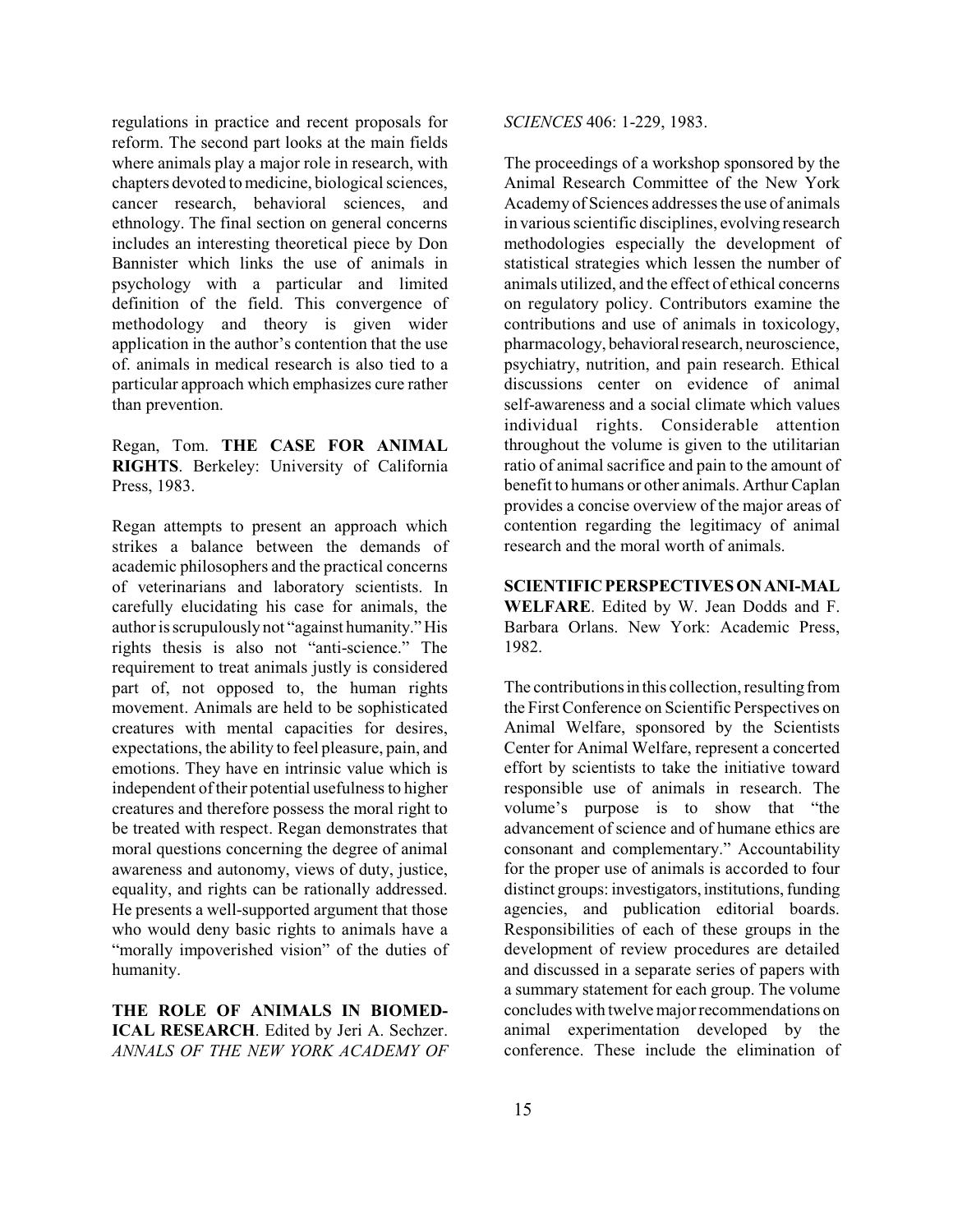regulations in practice and recent proposals for reform. The second part looks at the main fields where animals play a major role in research, with chapters devoted to medicine, biological sciences, cancer research, behavioral sciences, and ethnology. The final section on general concerns includes an interesting theoretical piece by Don Bannister which links the use of animals in psychology with a particular and limited definition of the field. This convergence of methodology and theory is given wider application in the author's contention that the use of. animals in medical research is also tied to a particular approach which emphasizes cure rather than prevention.

Regan, Tom. **THE CASE FOR ANIMAL RIGHTS**. Berkeley: University of California Press, 1983.

Regan attempts to present an approach which strikes a balance between the demands of academic philosophers and the practical concerns of veterinarians and laboratory scientists. In carefully elucidating his case for animals, the author is scrupulously not "against humanity." His rights thesis is also not "anti-science." The requirement to treat animals justly is considered part of, not opposed to, the human rights movement. Animals are held to be sophisticated creatures with mental capacities for desires, expectations, the ability to feel pleasure, pain, and emotions. They have en intrinsic value which is independent of their potential usefulness to higher creatures and therefore possess the moral right to be treated with respect. Regan demonstrates that moral questions concerning the degree of animal awareness and autonomy, views of duty, justice, equality, and rights can be rationally addressed. He presents a well-supported argument that those who would deny basic rights to animals have a "morally impoverished vision" of the duties of humanity.

**THE ROLE OF ANIMALS IN BIOMEDICAL RESEARCH**. Edited by Jeri A. Sechzer. *ANNALS OF THE NEW YORK ACADEMY OF SCIENCES* 406: 1-229, 1983.

The proceedings of a workshop sponsored by the Animal Research Committee of the New York Academy of Sciences addresses the use of animals in various scientific disciplines, evolving research methodologies especially the development of statistical strategies which lessen the number of animals utilized, and the effect of ethical concerns on regulatory policy. Contributors examine the contributions and use of animals in toxicology, pharmacology, behavioral research, neuroscience, psychiatry, nutrition, and pain research. Ethical discussions center on evidence of animal self-awareness and a social climate which values individual rights. Considerable attention throughout the volume is given to the utilitarian ratio of animal sacrifice and pain to the amount of benefit to humans or other animals. Arthur Caplan provides a concise overview of the major areas of contention regarding the legitimacy of animal research and the moral worth of animals.

**SCIENTIFIC PERSPECTIVES ON ANIMAL WELFARE**. Edited by W. Jean Dodds and F. Barbara Orlans. New York: Academic Press, 1982.

The contributions in this collection, resulting from the First Conference on Scientific Perspectives on Animal Welfare, sponsored by the Scientists Center for Animal Welfare, represent a concerted effort by scientists to take the initiative toward responsible use of animals in research. The volume's purpose is to show that "the advancement of science and of humane ethics are consonant and complementary." Accountability for the proper use of animals is accorded to four distinct groups: investigators, institutions, funding agencies, and publication editorial boards. Responsibilities of each of these groups in the development of review procedures are detailed and discussed in a separate series of papers with a summary statement for each group. The volume concludes with twelve major recommendations on animal experimentation developed by the conference. These include the elimination of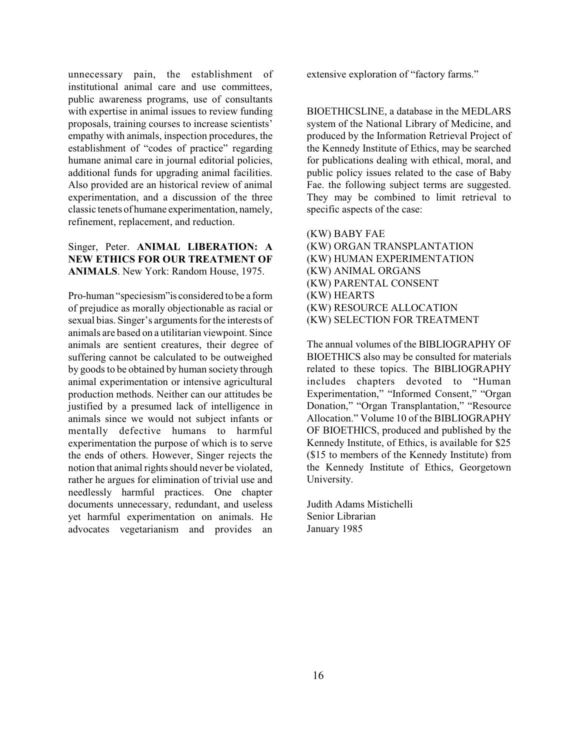unnecessary pain, the establishment of institutional animal care and use committees, public awareness programs, use of consultants with expertise in animal issues to review funding proposals, training courses to increase scientists' empathy with animals, inspection procedures, the establishment of "codes of practice" regarding humane animal care in journal editorial policies, additional funds for upgrading animal facilities. Also provided are an historical review of animal experimentation, and a discussion of the three classic tenets of humane experimentation, namely, refinement, replacement, and reduction.

Singer, Peter. **ANIMAL LIBERATION: A NEW ETHICS FOR OUR TREATMENT OF ANIMALS**. New York: Random House, 1975.

Pro-human "speciesism"is considered to be a form of prejudice as morally objectionable as racial or sexual bias. Singer's arguments for the interests of animals are based on a utilitarian viewpoint. Since animals are sentient creatures, their degree of suffering cannot be calculated to be outweighed by goods to be obtained by human society through animal experimentation or intensive agricultural production methods. Neither can our attitudes be justified by a presumed lack of intelligence in animals since we would not subject infants or mentally defective humans to harmful experimentation the purpose of which is to serve the ends of others. However, Singer rejects the notion that animal rights should never be violated, rather he argues for elimination of trivial use and needlessly harmful practices. One chapter documents unnecessary, redundant, and useless yet harmful experimentation on animals. He advocates vegetarianism and provides an extensive exploration of "factory farms."

BIOETHICSLINE, a database in the MEDLARS system of the National Library of Medicine, and produced by the Information Retrieval Project of the Kennedy Institute of Ethics, may be searched for publications dealing with ethical, moral, and public policy issues related to the case of Baby Fae. the following subject terms are suggested. They may be combined to limit retrieval to specific aspects of the case:

(KW) BABY FAE
(KW) ORGAN TRANSPLANTATION
(KW) HUMAN EXPERIMENTATION
(KW) ANIMAL ORGANS
(KW) PARENTAL CONSENT
(KW) HEARTS
(KW) RESOURCE ALLOCATION
(KW) SELECTION FOR TREATMENT

The annual volumes of the BIBLIOGRAPHY OF BIOETHICS also may be consulted for materials related to these topics. The BIBLIOGRAPHY includes chapters devoted to "Human Experimentation," "Informed Consent," "Organ Donation," "Organ Transplantation," "Resource Allocation." Volume 10 of the BIBLIOGRAPHY OF BIOETHICS, produced and published by the Kennedy Institute, of Ethics, is available for $25 ($15 to members of the Kennedy Institute) from the Kennedy Institute of Ethics, Georgetown University.

Judith Adams Mistichelli
Senior Librarian
January 1985